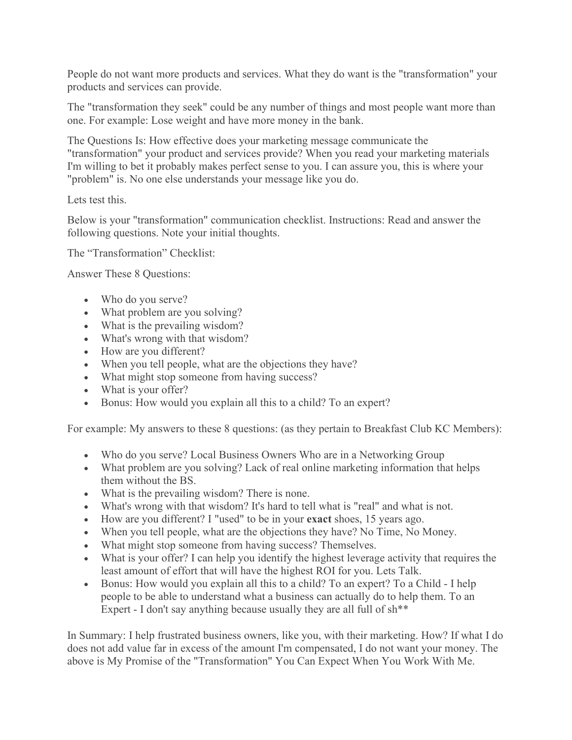People do not want more products and services. What they do want is the "transformation" your products and services can provide.

The "transformation they seek" could be any number of things and most people want more than one. For example: Lose weight and have more money in the bank.

The Questions Is: How effective does your marketing message communicate the "transformation" your product and services provide? When you read your marketing materials I'm willing to bet it probably makes perfect sense to you. I can assure you, this is where your "problem" is. No one else understands your message like you do.

Lets test this.

Below is your "transformation" communication checklist. Instructions: Read and answer the following questions. Note your initial thoughts.

The “Transformation” Checklist:

Answer These 8 Questions:

- Who do you serve?
- What problem are you solving?
- What is the prevailing wisdom?
- What's wrong with that wisdom?
- How are you different?
- When you tell people, what are the objections they have?
- What might stop someone from having success?
- What is your offer?
- Bonus: How would you explain all this to a child? To an expert?

For example: My answers to these 8 questions: (as they pertain to Breakfast Club KC Members):

- Who do you serve? Local Business Owners Who are in a Networking Group
- What problem are you solving? Lack of real online marketing information that helps them without the BS.
- What is the prevailing wisdom? There is none.
- What's wrong with that wisdom? It's hard to tell what is "real" and what is not.
- How are you different? I "used" to be in your **exact** shoes, 15 years ago.
- When you tell people, what are the objections they have? No Time, No Money.
- What might stop someone from having success? Themselves.
- What is your offer? I can help you identify the highest leverage activity that requires the least amount of effort that will have the highest ROI for you. Lets Talk.
- Bonus: How would you explain all this to a child? To an expert? To a Child - I help people to be able to understand what a business can actually do to help them. To an Expert - I don't say anything because usually they are all full of sh**

In Summary: I help frustrated business owners, like you, with their marketing. How? If what I do does not add value far in excess of the amount I'm compensated, I do not want your money. The above is My Promise of the "Transformation" You Can Expect When You Work With Me.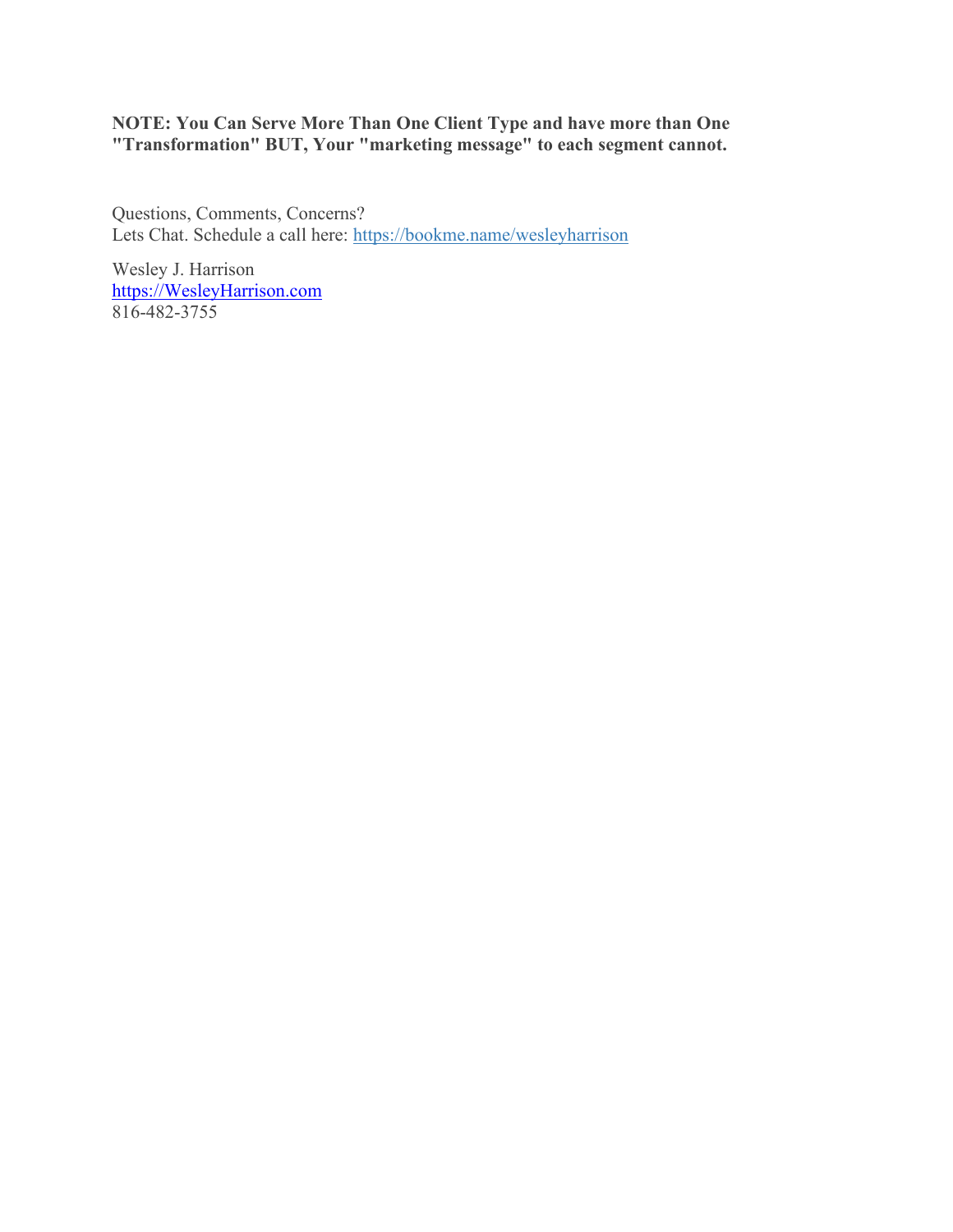**NOTE: You Can Serve More Than One Client Type and have more than One "Transformation" BUT, Your "marketing message" to each segment cannot.**

Questions, Comments, Concerns?
Lets Chat. Schedule a call here: [https://bookme.name/wesleyharrison](https://bookme.name/wesleyharrison)

Wesley J. Harrison
[https://WesleyHarrison.com](https://WesleyHarrison.com)
816-482-3755